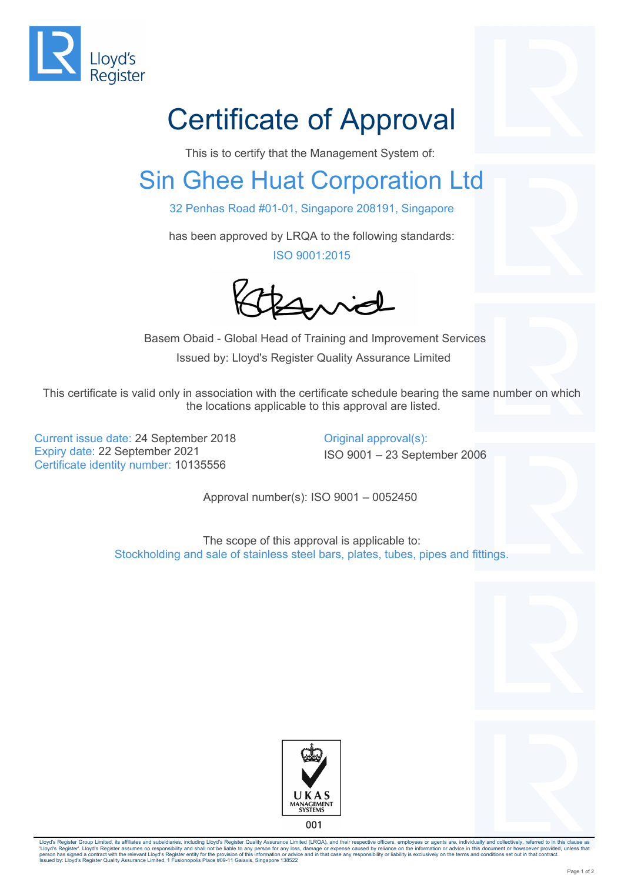Lloyd's Register

# Certificate of Approval

This is to certify that the Management System of:

## Sin Ghee Huat Corporation Ltd

32 Penhas Road #01-01, Singapore 208191, Singapore

has been approved by LRQA to the following standards:

ISO 9001:2015

Basem Obaid - Global Head of Training and Improvement Services

Issued by: Lloyd's Register Quality Assurance Limited

This certificate is valid only in association with the certificate schedule bearing the same number on which the locations applicable to this approval are listed.

Current issue date: 24 September 2018
Expiry date: 22 September 2021
Certificate identity number: 10135556

Original approval(s):
ISO 9001 – 23 September 2006

Approval number(s): ISO 9001 – 0052450

The scope of this approval is applicable to:
Stockholding and sale of stainless steel bars, plates, tubes, pipes and fittings.

UKAS MANAGEMENT SYSTEMS
001

Lloyd's Register Group Limited, its affiliates and subsidiaries, including Lloyd's Register Quality Assurance Limited (LRQA), and their respective officers, employees or agents are, individually and collectively, referred to in this clause as 'Lloyd's Register'. Lloyd's Register assumes no responsibility and shall not be liable to any person for any loss, damage or expense caused by reliance on the information or advice in this document or howsoever provided, unless that person has signed a contract with the relevant Lloyd's Register entity for the provision of this information or advice and in that case any responsibility or liability is exclusively on the terms and conditions set out in that contract.
Issued by: Lloyd's Register Quality Assurance Limited, 1 Fusionopolis Place #09-11 Galaxis, Singapore 138522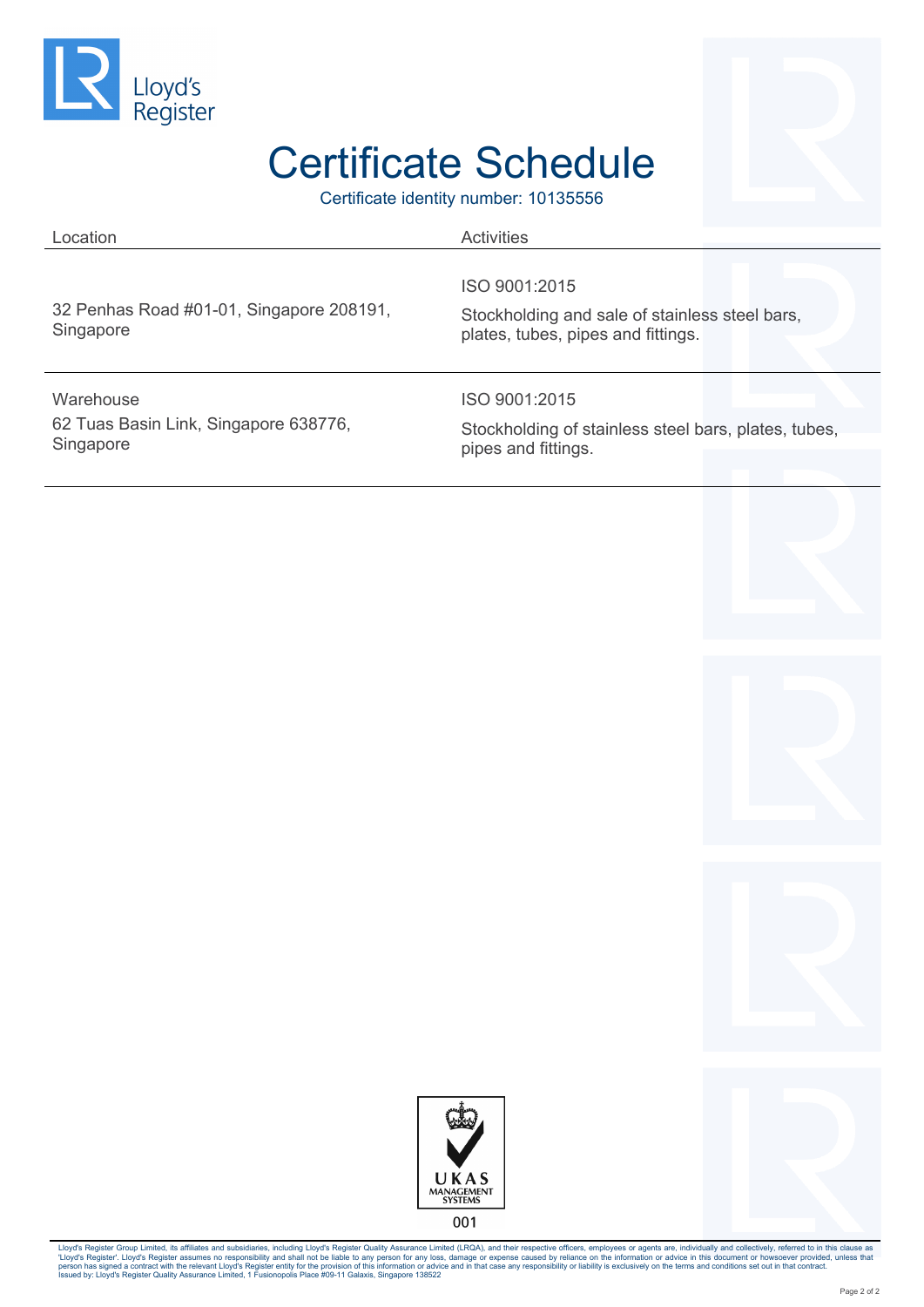Lloyd's Register

# Certificate Schedule

Certificate identity number: 10135556

| Location | Activities |
| --- | --- |
| 32 Penhas Road #01-01, Singapore 208191, Singapore | ISO 9001:2015<br>Stockholding and sale of stainless steel bars, plates, tubes, pipes and fittings. |
| Warehouse<br>62 Tuas Basin Link, Singapore 638776, Singapore | ISO 9001:2015<br>Stockholding of stainless steel bars, plates, tubes, pipes and fittings. |

UKAS MANAGEMENT SYSTEMS

001

Lloyd's Register Group Limited, its affiliates and subsidiaries, including Lloyd's Register Quality Assurance Limited (LRQA), and their respective officers, employees or agents are, individually and collectively, referred to in this clause as 'Lloyd's Register'. Lloyd's Register assumes no responsibility and shall not be liable to any person for any loss, damage or expense caused by reliance on the information or advice in this document or howsoever provided, unless that person has signed a contract with the relevant Lloyd's Register entity for the provision of this information or advice and in that case any responsibility or liability is exclusively on the terms and conditions set out in that contract.
Issued by: Lloyd's Register Quality Assurance Limited, 1 Fusionopolis Place #09-11 Galaxis, Singapore 138522